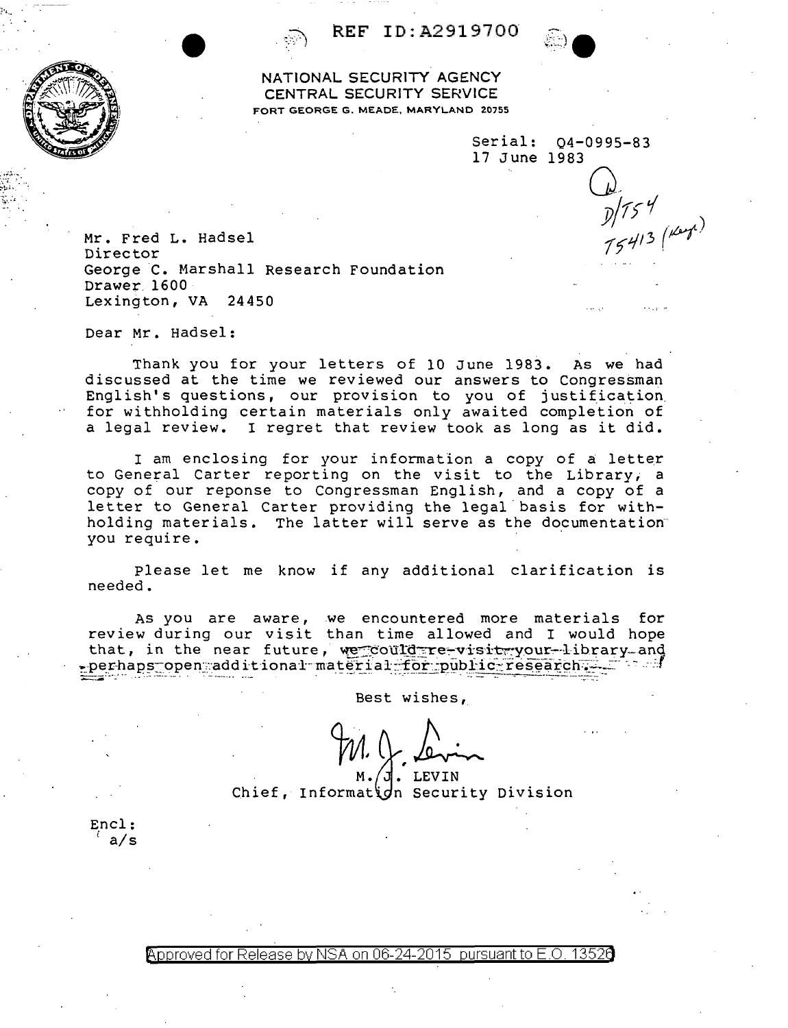REF ID:A2919700

NATIONAL SECURITY AGENCY
CENTRAL SECURITY SERVICE
FORT GEORGE G. MEADE, MARYLAND 20755

Serial: Q4-0995-83
17 June 1983

D/TS4
TS413 (Keep)

Mr. Fred L. Hadsel
Director
George C. Marshall Research Foundation
Drawer 1600
Lexington, VA 24450

Dear Mr. Hadsel:

Thank you for your letters of 10 June 1983. As we had discussed at the time we reviewed our answers to Congressman English's questions, our provision to you of justification for withholding certain materials only awaited completion of a legal review. I regret that review took as long as it did.

I am enclosing for your information a copy of a letter to General Carter reporting on the visit to the Library, a copy of our reponse to Congressman English, and a copy of a letter to General Carter providing the legal basis for withholding materials. The latter will serve as the documentation you require.

Please let me know if any additional clarification is needed.

As you are aware, we encountered more materials for review during our visit than time allowed and I would hope that, in the near future, we could re-visit your library and perhaps open additional material for public research.

Best wishes,

M. J. LEVIN
Chief, Information Security Division

Encl:
a/s

Approved for Release by NSA on 06-24-2015 pursuant to E.O. 13526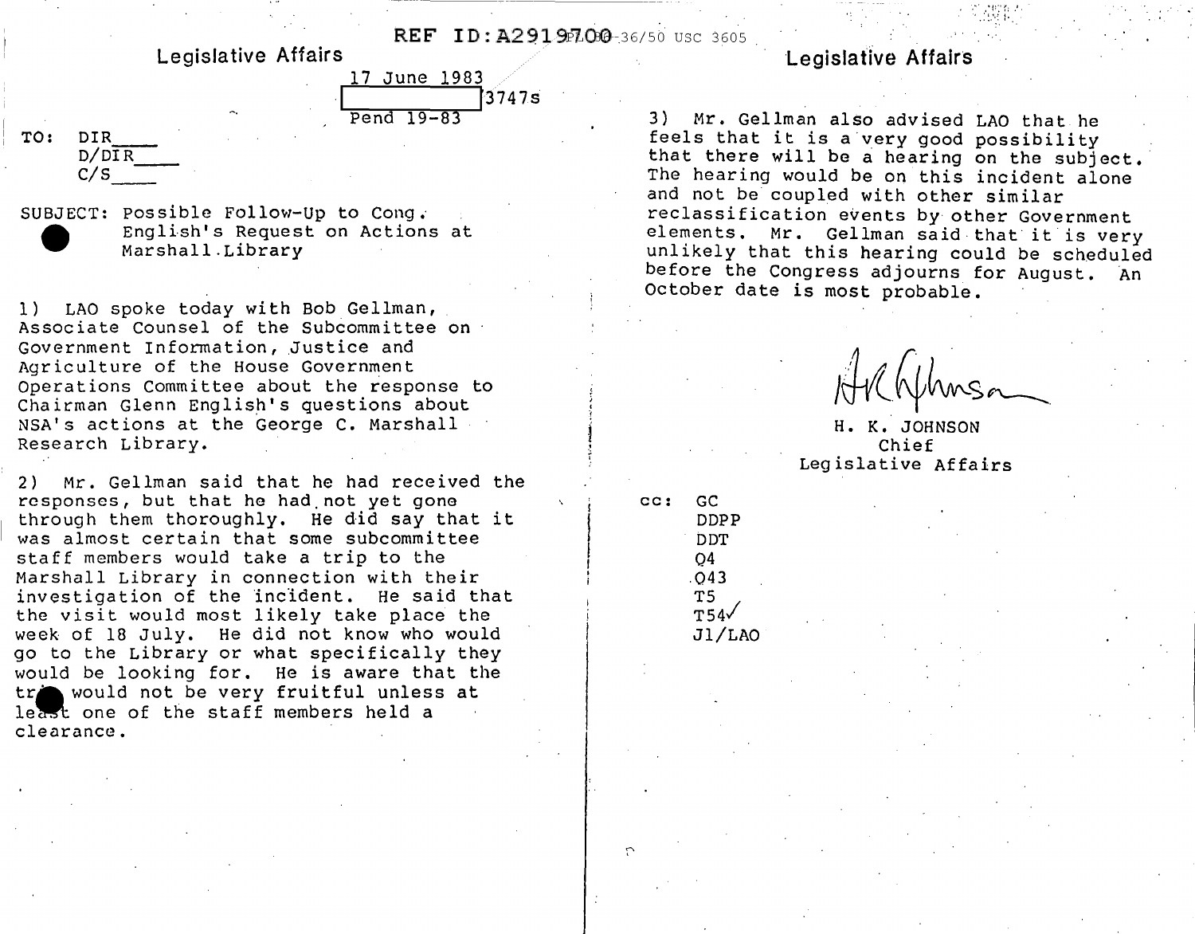REF ID:A2919700 PL 86-36/50 USC 3605

Legislative Affairs

17 June 1983
[ ] 3747s
Pend 19-83

TO: DIR____
D/DIR____
C/S____

SUBJECT: Possible Follow-Up to Cong. English's Request on Actions at Marshall Library

1) LAO spoke today with Bob Gellman, Associate Counsel of the Subcommittee on Government Information, Justice and Agriculture of the House Government Operations Committee about the response to Chairman Glenn English's questions about NSA's actions at the George C. Marshall Research Library.

2) Mr. Gellman said that he had received the responses, but that he had not yet gone through them thoroughly. He did say that it was almost certain that some subcommittee staff members would take a trip to the Marshall Library in connection with their investigation of the incident. He said that the visit would most likely take place the week of 18 July. He did not know who would go to the Library or what specifically they would be looking for. He is aware that the trip would not be very fruitful unless at least one of the staff members held a clearance.

Legislative Affairs

3) Mr. Gellman also advised LAO that he feels that it is a very good possibility that there will be a hearing on the subject. The hearing would be on this incident alone and not be coupled with other similar reclassification events by other Government elements. Mr. Gellman said that it is very unlikely that this hearing could be scheduled before the Congress adjourns for August. An October date is most probable.

H. K. JOHNSON
Chief
Legislative Affairs

cc: GC
DDPP
DDT
Q4
Q43
T5
T54✓
J1/LAO